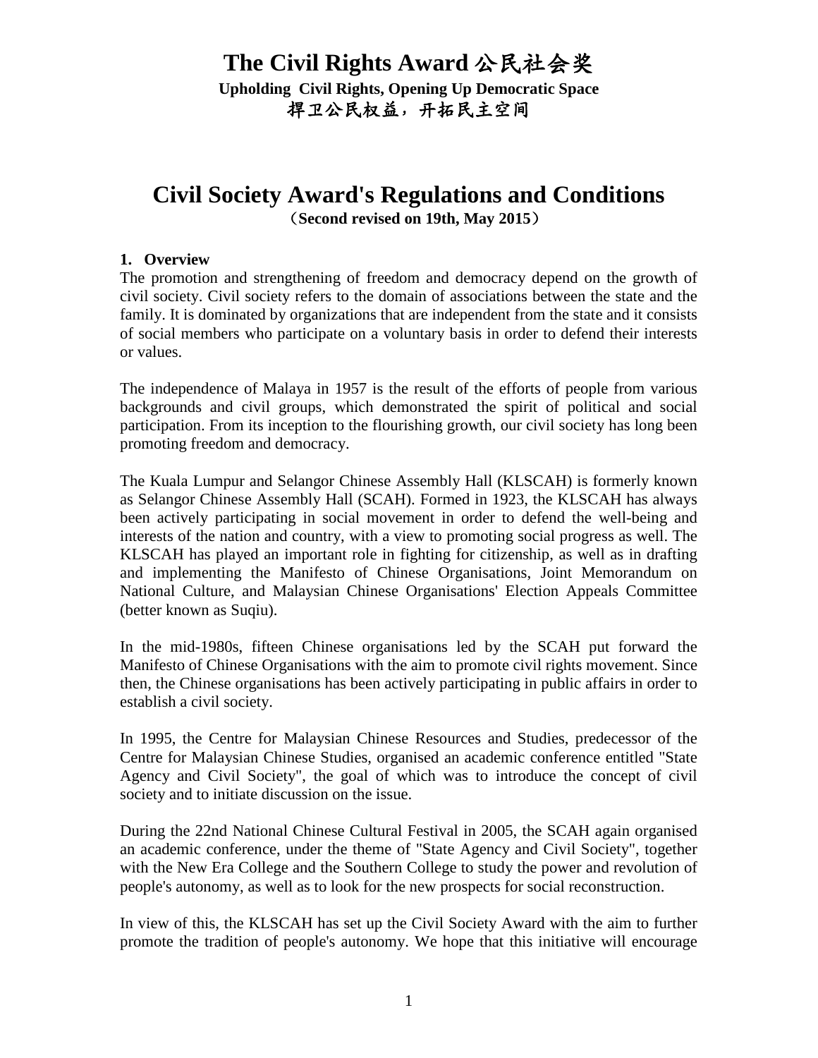# The Civil Rights Award 公民社会奖

**Upholding Civil Rights, Opening Up Democratic Space**
**捍卫公民权益，开拓民主空间**

## Civil Society Award's Regulations and Conditions

**（Second revised on 19th, May 2015）**

### 1. Overview

The promotion and strengthening of freedom and democracy depend on the growth of civil society. Civil society refers to the domain of associations between the state and the family. It is dominated by organizations that are independent from the state and it consists of social members who participate on a voluntary basis in order to defend their interests or values.

The independence of Malaya in 1957 is the result of the efforts of people from various backgrounds and civil groups, which demonstrated the spirit of political and social participation. From its inception to the flourishing growth, our civil society has long been promoting freedom and democracy.

The Kuala Lumpur and Selangor Chinese Assembly Hall (KLSCAH) is formerly known as Selangor Chinese Assembly Hall (SCAH). Formed in 1923, the KLSCAH has always been actively participating in social movement in order to defend the well-being and interests of the nation and country, with a view to promoting social progress as well. The KLSCAH has played an important role in fighting for citizenship, as well as in drafting and implementing the Manifesto of Chinese Organisations, Joint Memorandum on National Culture, and Malaysian Chinese Organisations' Election Appeals Committee (better known as Suqiu).

In the mid-1980s, fifteen Chinese organisations led by the SCAH put forward the Manifesto of Chinese Organisations with the aim to promote civil rights movement. Since then, the Chinese organisations has been actively participating in public affairs in order to establish a civil society.

In 1995, the Centre for Malaysian Chinese Resources and Studies, predecessor of the Centre for Malaysian Chinese Studies, organised an academic conference entitled "State Agency and Civil Society", the goal of which was to introduce the concept of civil society and to initiate discussion on the issue.

During the 22nd National Chinese Cultural Festival in 2005, the SCAH again organised an academic conference, under the theme of "State Agency and Civil Society", together with the New Era College and the Southern College to study the power and revolution of people's autonomy, as well as to look for the new prospects for social reconstruction.

In view of this, the KLSCAH has set up the Civil Society Award with the aim to further promote the tradition of people's autonomy. We hope that this initiative will encourage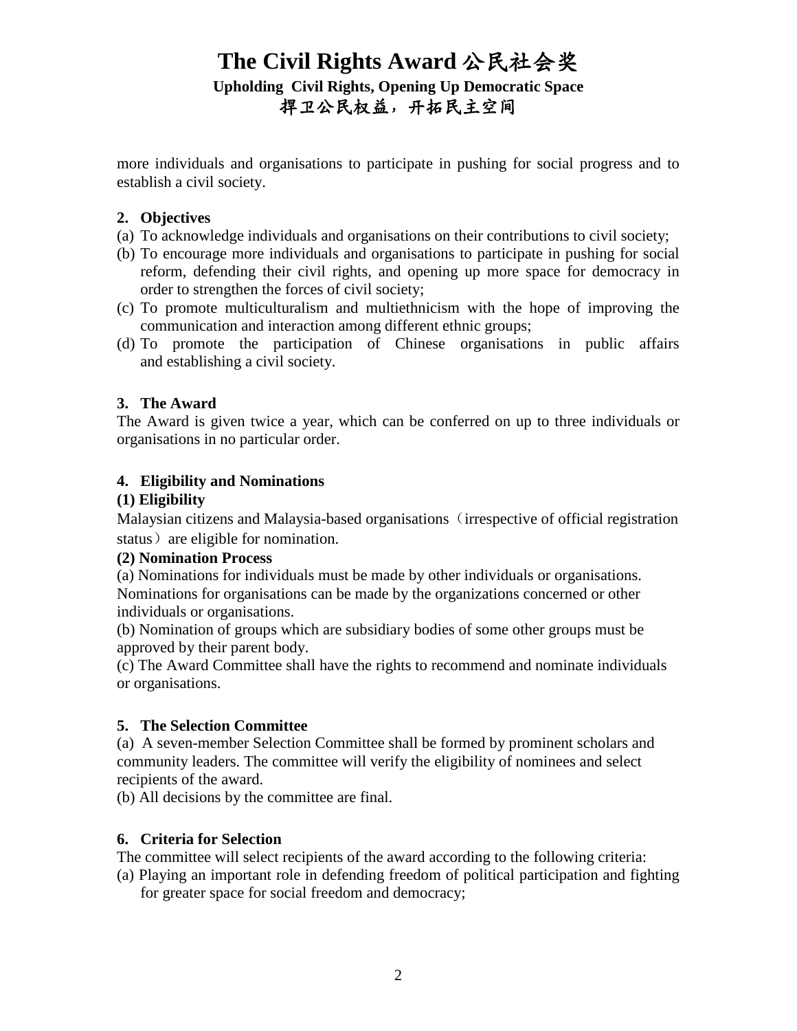more individuals and organisations to participate in pushing for social progress and to establish a civil society.

### 2. Objectives

(a) To acknowledge individuals and organisations on their contributions to civil society;
(b) To encourage more individuals and organisations to participate in pushing for social reform, defending their civil rights, and opening up more space for democracy in order to strengthen the forces of civil society;
(c) To promote multiculturalism and multiethnicism with the hope of improving the communication and interaction among different ethnic groups;
(d) To promote the participation of Chinese organisations in public affairs and establishing a civil society.

### 3. The Award

The Award is given twice a year, which can be conferred on up to three individuals or organisations in no particular order.

### 4. Eligibility and Nominations

**(1) Eligibility**

Malaysian citizens and Malaysia-based organisations（irrespective of official registration status）are eligible for nomination.

**(2) Nomination Process**

(a) Nominations for individuals must be made by other individuals or organisations. Nominations for organisations can be made by the organizations concerned or other individuals or organisations.

(b) Nomination of groups which are subsidiary bodies of some other groups must be approved by their parent body.

(c) The Award Committee shall have the rights to recommend and nominate individuals or organisations.

### 5. The Selection Committee

(a) A seven-member Selection Committee shall be formed by prominent scholars and community leaders. The committee will verify the eligibility of nominees and select recipients of the award.

(b) All decisions by the committee are final.

### 6. Criteria for Selection

The committee will select recipients of the award according to the following criteria:

(a) Playing an important role in defending freedom of political participation and fighting for greater space for social freedom and democracy;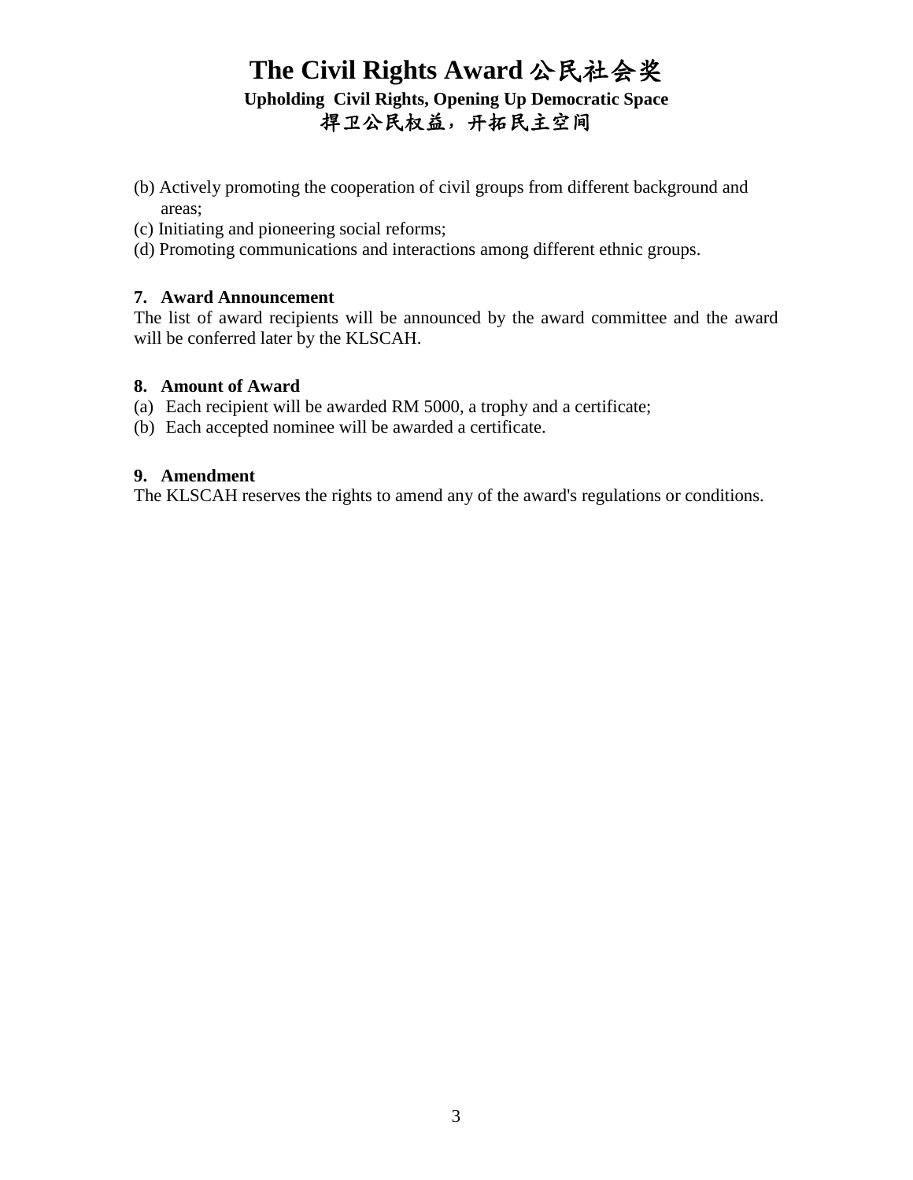(b) Actively promoting the cooperation of civil groups from different background and areas;
(c) Initiating and pioneering social reforms;
(d) Promoting communications and interactions among different ethnic groups.

**7. Award Announcement**

The list of award recipients will be announced by the award committee and the award will be conferred later by the KLSCAH.

**8. Amount of Award**

(a) Each recipient will be awarded RM 5000, a trophy and a certificate;
(b) Each accepted nominee will be awarded a certificate.

**9. Amendment**

The KLSCAH reserves the rights to amend any of the award's regulations or conditions.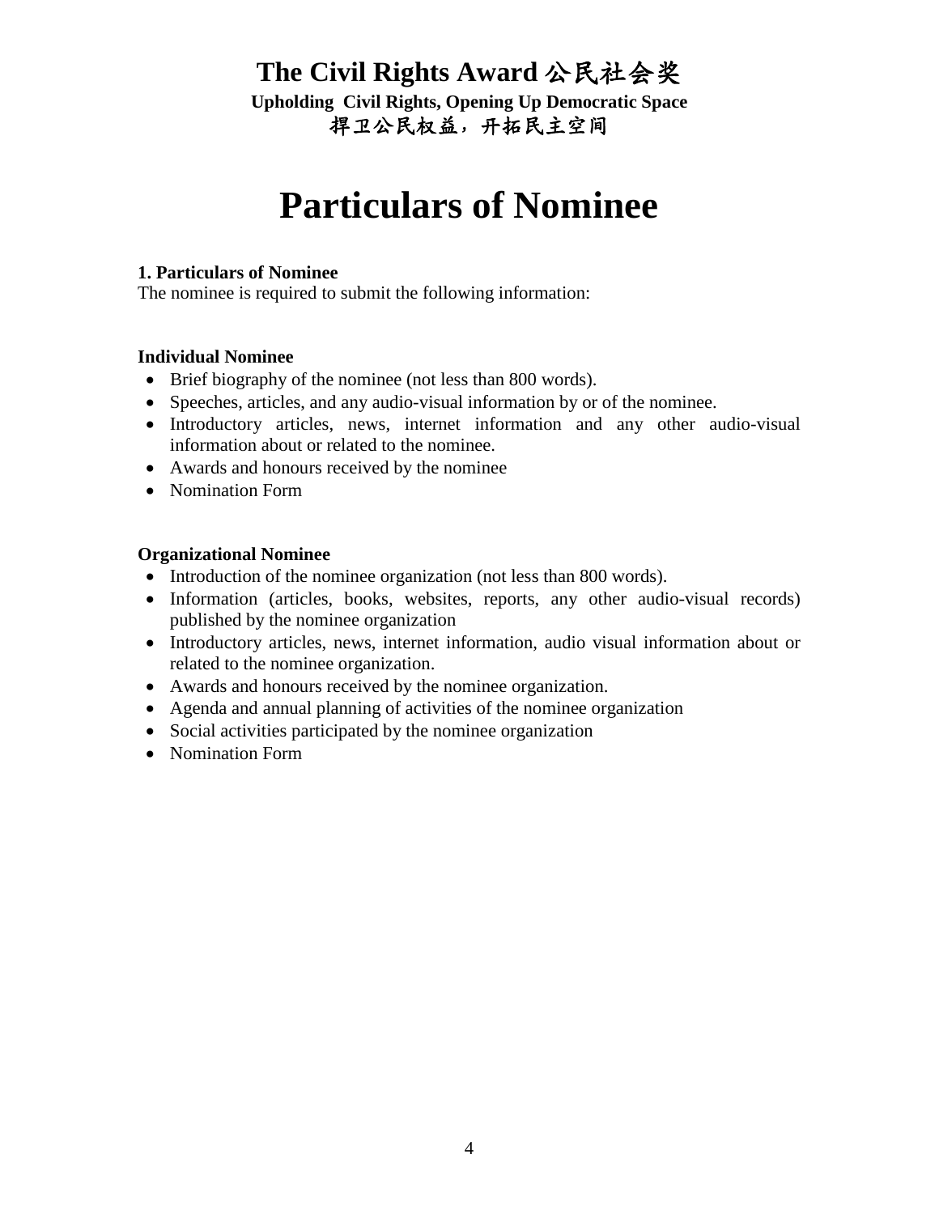**The Civil Rights Award 公民社会奖**
**Upholding Civil Rights, Opening Up Democratic Space**
**捍卫公民权益，开拓民主空间**

# Particulars of Nominee

**1. Particulars of Nominee**
The nominee is required to submit the following information:

**Individual Nominee**

- Brief biography of the nominee (not less than 800 words).
- Speeches, articles, and any audio-visual information by or of the nominee.
- Introductory articles, news, internet information and any other audio-visual information about or related to the nominee.
- Awards and honours received by the nominee
- Nomination Form

**Organizational Nominee**

- Introduction of the nominee organization (not less than 800 words).
- Information (articles, books, websites, reports, any other audio-visual records) published by the nominee organization
- Introductory articles, news, internet information, audio visual information about or related to the nominee organization.
- Awards and honours received by the nominee organization.
- Agenda and annual planning of activities of the nominee organization
- Social activities participated by the nominee organization
- Nomination Form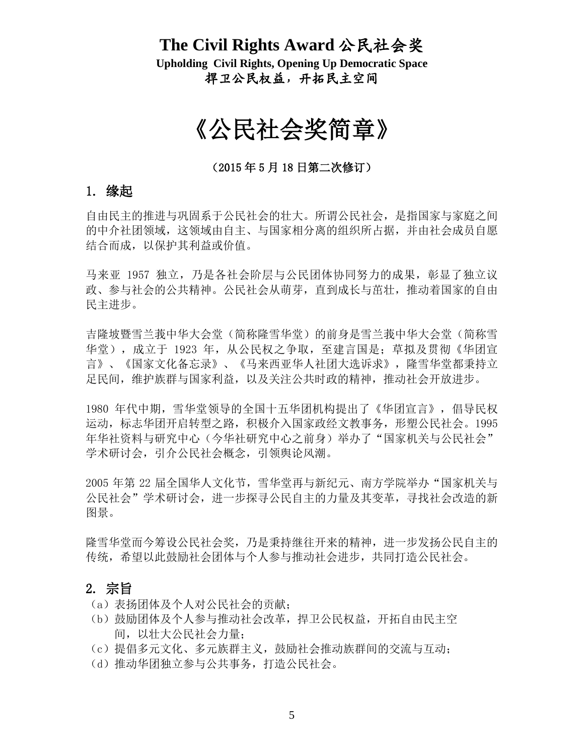# The Civil Rights Award 公民社会奖

**Upholding Civil Rights, Opening Up Democratic Space**

**捍卫公民权益，开拓民主空间**

# 《公民社会奖简章》

（2015 年 5 月 18 日第二次修订）

## 1. 缘起

自由民主的推进与巩固系于公民社会的壮大。所谓公民社会，是指国家与家庭之间的中介社团领域，这领域由自主、与国家相分离的组织所占据，并由社会成员自愿结合而成，以保护其利益或价值。

马来亚 1957 独立，乃是各社会阶层与公民团体协同努力的成果，彰显了独立议政、参与社会的公共精神。公民社会从萌芽，直到成长与茁壮，推动着国家的自由民主进步。

吉隆坡暨雪兰莪中华大会堂（简称隆雪华堂）的前身是雪兰莪中华大会堂（简称雪华堂），成立于 1923 年，从公民权之争取，至建言国是；草拟及贯彻《华团宣言》、《国家文化备忘录》、《马来西亚华人社团大选诉求》，隆雪华堂都秉持立足民间，维护族群与国家利益，以及关注公共时政的精神，推动社会开放进步。

1980 年代中期，雪华堂领导的全国十五华团机构提出了《华团宣言》，倡导民权运动，标志华团开启转型之路，积极介入国家政经文教事务，形塑公民社会。1995 年华社资料与研究中心（今华社研究中心之前身）举办了"国家机关与公民社会"学术研讨会，引介公民社会概念，引领舆论风潮。

2005 年第 22 届全国华人文化节，雪华堂再与新纪元、南方学院举办"国家机关与公民社会"学术研讨会，进一步探寻公民自主的力量及其变革，寻找社会改造的新图景。

隆雪华堂而今筹设公民社会奖，乃是秉持继往开来的精神，进一步发扬公民自主的传统，希望以此鼓励社会团体与个人参与推动社会进步，共同打造公民社会。

## 2. 宗旨

（a）表扬团体及个人对公民社会的贡献；
（b）鼓励团体及个人参与推动社会改革，捍卫公民权益，开拓自由民主空间，以壮大公民社会力量；
（c）提倡多元文化、多元族群主义，鼓励社会推动族群间的交流与互动；
（d）推动华团独立参与公共事务，打造公民社会。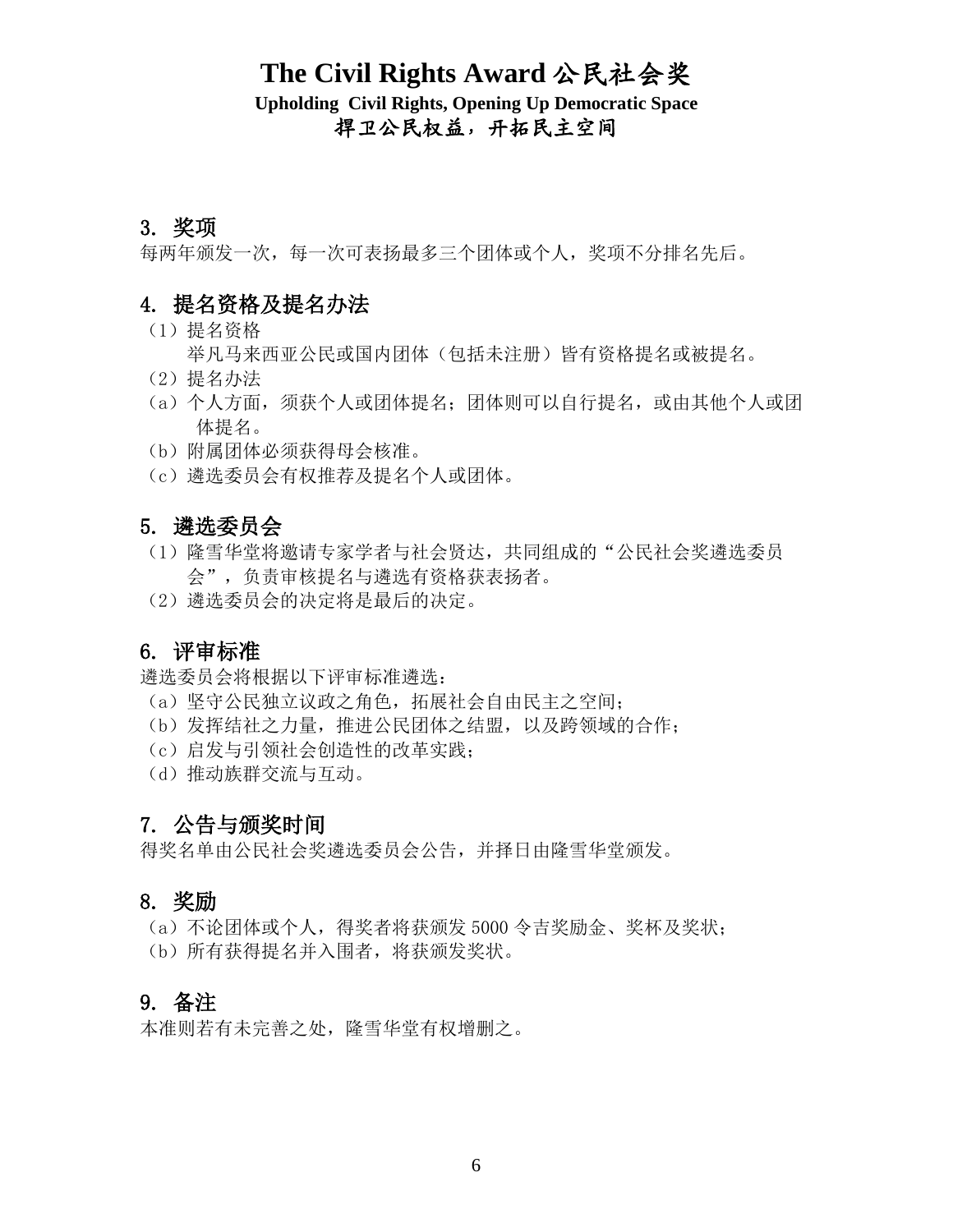# The Civil Rights Award 公民社会奖

**Upholding Civil Rights, Opening Up Democratic Space**

**捍卫公民权益，开拓民主空间**

## 3. 奖项

每两年颁发一次，每一次可表扬最多三个团体或个人，奖项不分排名先后。

## 4. 提名资格及提名办法

（1）提名资格

举凡马来西亚公民或国内团体（包括未注册）皆有资格提名或被提名。

（2）提名办法

（a）个人方面，须获个人或团体提名；团体则可以自行提名，或由其他个人或团体提名。

（b）附属团体必须获得母会核准。

（c）遴选委员会有权推荐及提名个人或团体。

## 5. 遴选委员会

（1）隆雪华堂将邀请专家学者与社会贤达，共同组成的“公民社会奖遴选委员会”，负责审核提名与遴选有资格获表扬者。

（2）遴选委员会的决定将是最后的决定。

## 6. 评审标准

遴选委员会将根据以下评审标准遴选：

（a）坚守公民独立议政之角色，拓展社会自由民主之空间；

（b）发挥结社之力量，推进公民团体之结盟，以及跨领域的合作；

（c）启发与引领社会创造性的改革实践；

（d）推动族群交流与互动。

## 7. 公告与颁奖时间

得奖名单由公民社会奖遴选委员会公告，并择日由隆雪华堂颁发。

## 8. 奖励

（a）不论团体或个人，得奖者将获颁发 5000 令吉奖励金、奖杯及奖状；

（b）所有获得提名并入围者，将获颁发奖状。

## 9. 备注

本准则若有未完善之处，隆雪华堂有权增删之。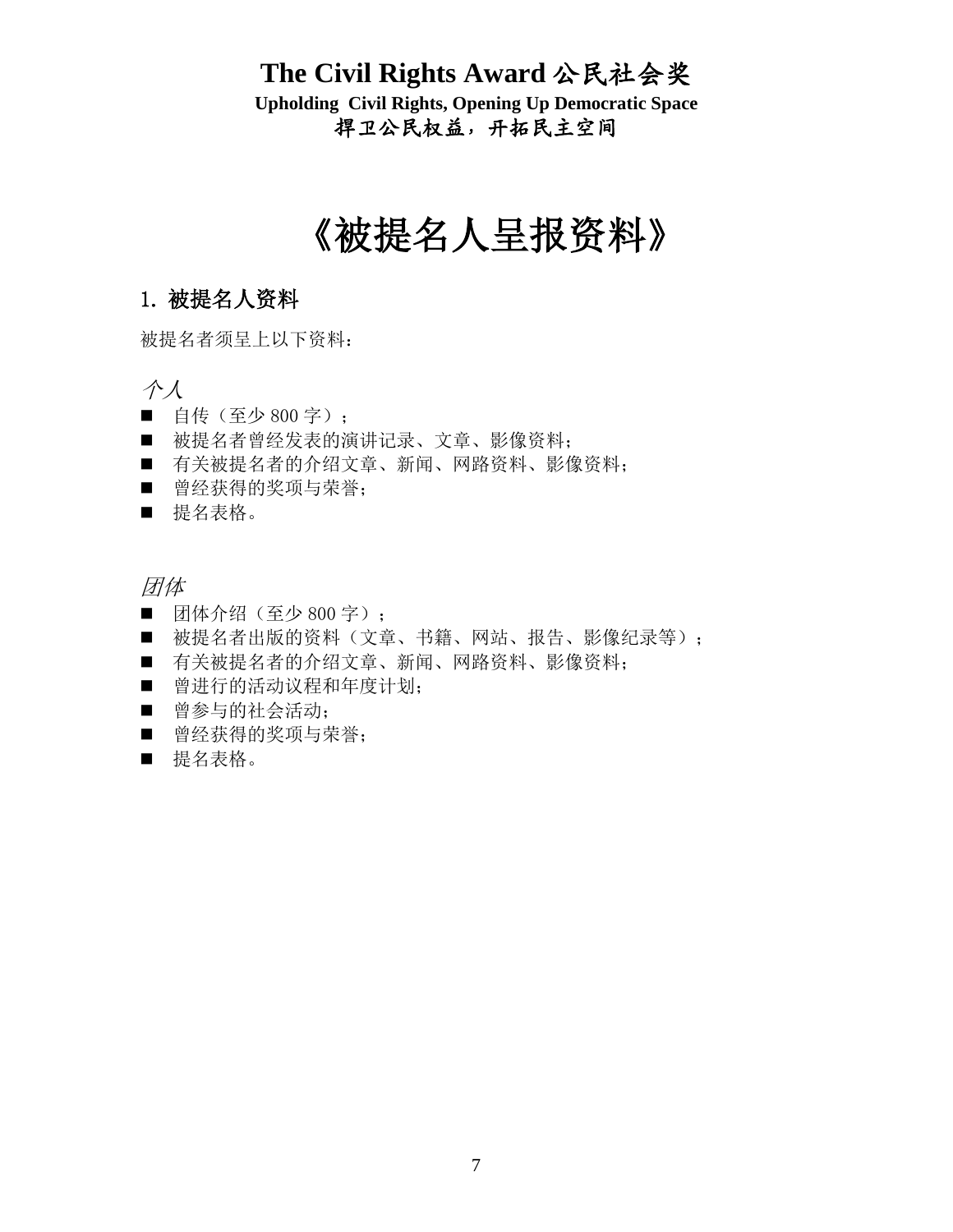**The Civil Rights Award 公民社会奖**

**Upholding Civil Rights, Opening Up Democratic Space**

**捍卫公民权益，开拓民主空间**

# 《被提名人呈报资料》

## 1. 被提名人资料

被提名者须呈上以下资料：

*个人*

- 自传（至少 800 字）；
- 被提名者曾经发表的演讲记录、文章、影像资料；
- 有关被提名者的介绍文章、新闻、网路资料、影像资料；
- 曾经获得的奖项与荣誉；
- 提名表格。

*团体*

- 团体介绍（至少 800 字）；
- 被提名者出版的资料（文章、书籍、网站、报告、影像纪录等）；
- 有关被提名者的介绍文章、新闻、网路资料、影像资料；
- 曾进行的活动议程和年度计划；
- 曾参与的社会活动；
- 曾经获得的奖项与荣誉；
- 提名表格。